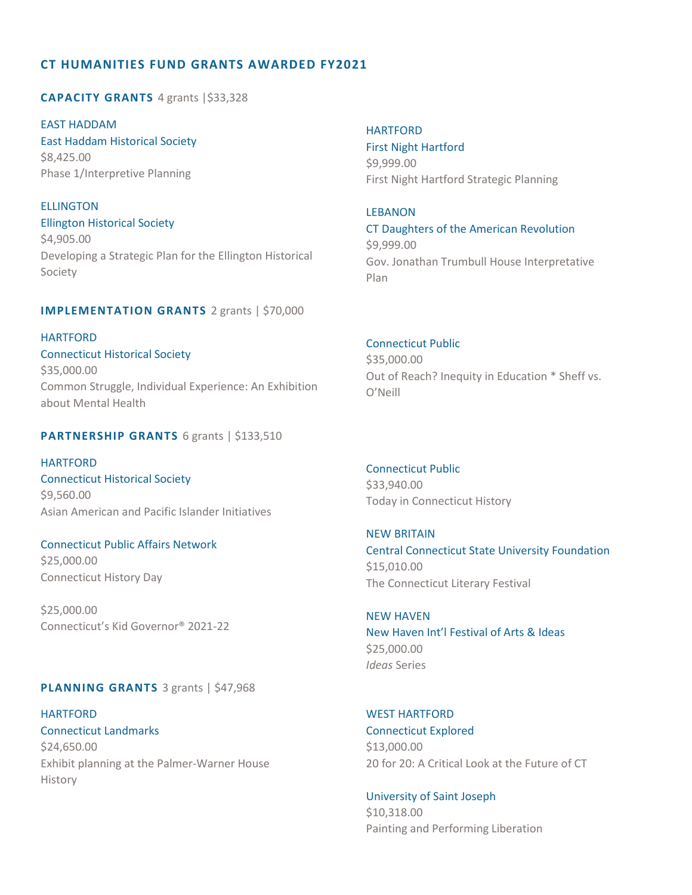## CT HUMANITIES FUND GRANTS AWARDED FY2021

### CAPACITY GRANTS 4 grants |$33,328

EAST HADDAM
East Haddam Historical Society
$8,425.00
Phase 1/Interpretive Planning

ELLINGTON
Ellington Historical Society
$4,905.00
Developing a Strategic Plan for the Ellington Historical Society

HARTFORD
First Night Hartford
$9,999.00
First Night Hartford Strategic Planning

LEBANON
CT Daughters of the American Revolution
$9,999.00
Gov. Jonathan Trumbull House Interpretative Plan

### IMPLEMENTATION GRANTS 2 grants | $70,000

HARTFORD
Connecticut Historical Society
$35,000.00
Common Struggle, Individual Experience: An Exhibition about Mental Health

Connecticut Public
$35,000.00
Out of Reach? Inequity in Education * Sheff vs. O'Neill

### PARTNERSHIP GRANTS 6 grants | $133,510

HARTFORD
Connecticut Historical Society
$9,560.00
Asian American and Pacific Islander Initiatives

Connecticut Public Affairs Network
$25,000.00
Connecticut History Day

$25,000.00
Connecticut's Kid Governor® 2021-22

Connecticut Public
$33,940.00
Today in Connecticut History

NEW BRITAIN
Central Connecticut State University Foundation
$15,010.00
The Connecticut Literary Festival

NEW HAVEN
New Haven Int'l Festival of Arts & Ideas
$25,000.00
*Ideas* Series

### PLANNING GRANTS 3 grants | $47,968

HARTFORD
Connecticut Landmarks
$24,650.00
Exhibit planning at the Palmer-Warner House History

WEST HARTFORD
Connecticut Explored
$13,000.00
20 for 20: A Critical Look at the Future of CT

University of Saint Joseph
$10,318.00
Painting and Performing Liberation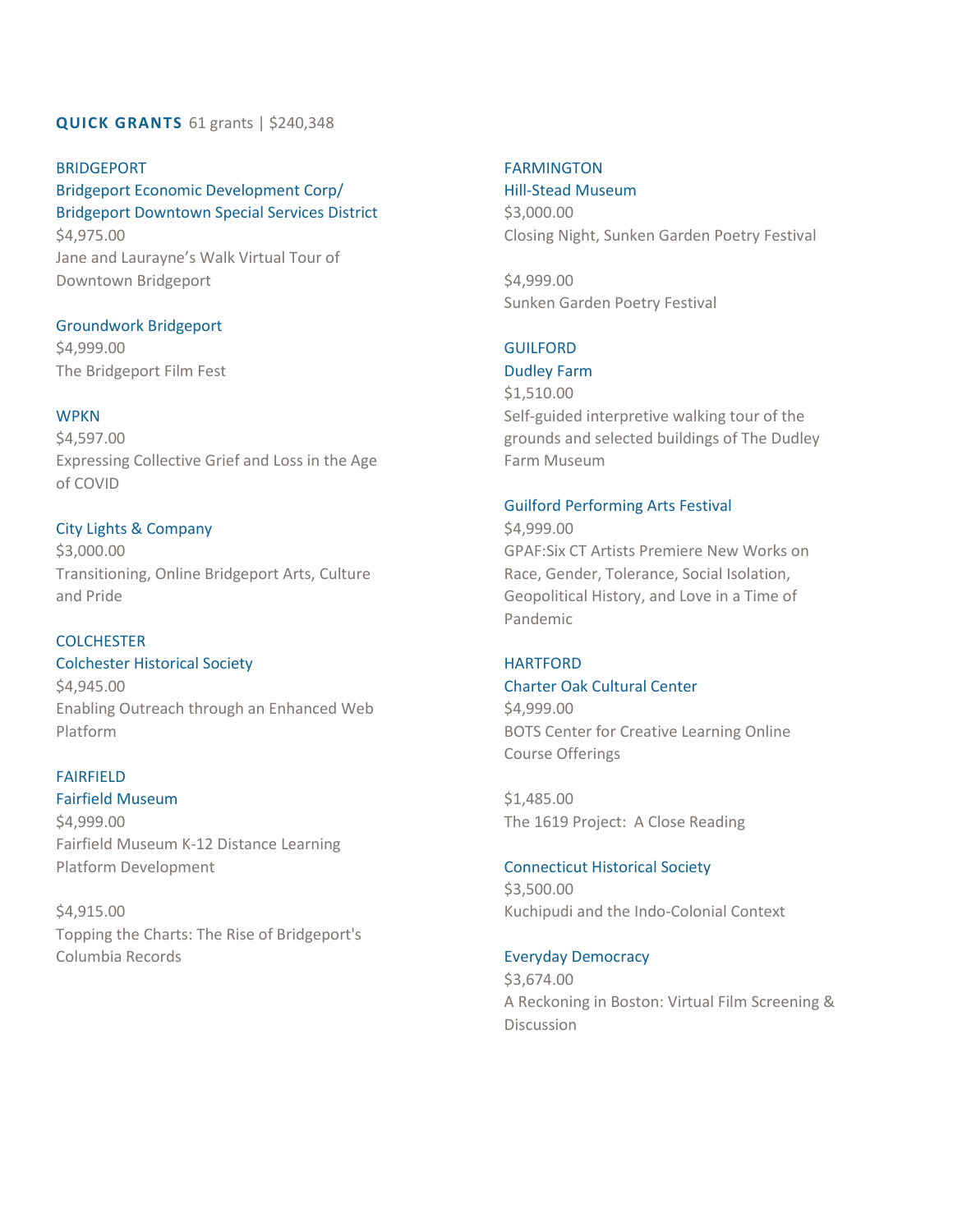**QUICK GRANTS** 61 grants | $240,348

BRIDGEPORT

Bridgeport Economic Development Corp/
Bridgeport Downtown Special Services District
$4,975.00
Jane and Laurayne's Walk Virtual Tour of Downtown Bridgeport

Groundwork Bridgeport
$4,999.00
The Bridgeport Film Fest

WPKN
$4,597.00
Expressing Collective Grief and Loss in the Age of COVID

City Lights & Company
$3,000.00
Transitioning, Online Bridgeport Arts, Culture and Pride

COLCHESTER

Colchester Historical Society
$4,945.00
Enabling Outreach through an Enhanced Web Platform

FAIRFIELD

Fairfield Museum
$4,999.00
Fairfield Museum K-12 Distance Learning Platform Development

$4,915.00
Topping the Charts: The Rise of Bridgeport's Columbia Records

FARMINGTON

Hill-Stead Museum
$3,000.00
Closing Night, Sunken Garden Poetry Festival

$4,999.00
Sunken Garden Poetry Festival

GUILFORD

Dudley Farm
$1,510.00
Self-guided interpretive walking tour of the grounds and selected buildings of The Dudley Farm Museum

Guilford Performing Arts Festival
$4,999.00
GPAF:Six CT Artists Premiere New Works on Race, Gender, Tolerance, Social Isolation, Geopolitical History, and Love in a Time of Pandemic

HARTFORD

Charter Oak Cultural Center
$4,999.00
BOTS Center for Creative Learning Online Course Offerings

$1,485.00
The 1619 Project: A Close Reading

Connecticut Historical Society
$3,500.00
Kuchipudi and the Indo-Colonial Context

Everyday Democracy
$3,674.00
A Reckoning in Boston: Virtual Film Screening & Discussion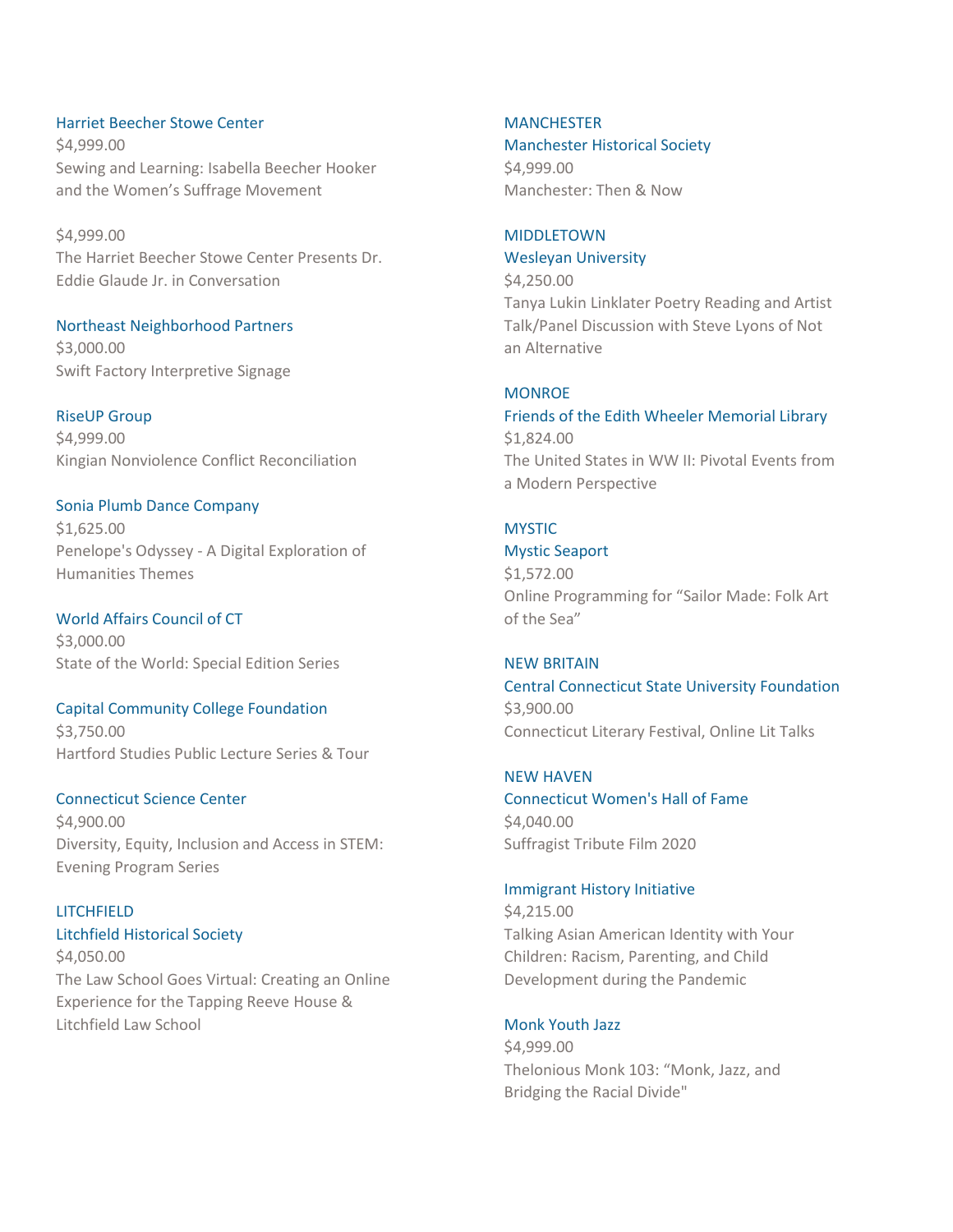Harriet Beecher Stowe Center
$4,999.00
Sewing and Learning: Isabella Beecher Hooker and the Women's Suffrage Movement

$4,999.00
The Harriet Beecher Stowe Center Presents Dr. Eddie Glaude Jr. in Conversation

Northeast Neighborhood Partners
$3,000.00
Swift Factory Interpretive Signage

RiseUP Group
$4,999.00
Kingian Nonviolence Conflict Reconciliation

Sonia Plumb Dance Company
$1,625.00
Penelope's Odyssey - A Digital Exploration of Humanities Themes

World Affairs Council of CT
$3,000.00
State of the World: Special Edition Series

Capital Community College Foundation
$3,750.00
Hartford Studies Public Lecture Series & Tour

Connecticut Science Center
$4,900.00
Diversity, Equity, Inclusion and Access in STEM: Evening Program Series

LITCHFIELD

Litchfield Historical Society
$4,050.00
The Law School Goes Virtual: Creating an Online Experience for the Tapping Reeve House & Litchfield Law School

MANCHESTER

Manchester Historical Society
$4,999.00
Manchester: Then & Now

MIDDLETOWN

Wesleyan University
$4,250.00
Tanya Lukin Linklater Poetry Reading and Artist Talk/Panel Discussion with Steve Lyons of Not an Alternative

MONROE

Friends of the Edith Wheeler Memorial Library
$1,824.00
The United States in WW II: Pivotal Events from a Modern Perspective

MYSTIC

Mystic Seaport
$1,572.00
Online Programming for "Sailor Made: Folk Art of the Sea"

NEW BRITAIN

Central Connecticut State University Foundation
$3,900.00
Connecticut Literary Festival, Online Lit Talks

NEW HAVEN

Connecticut Women's Hall of Fame
$4,040.00
Suffragist Tribute Film 2020

Immigrant History Initiative
$4,215.00
Talking Asian American Identity with Your Children: Racism, Parenting, and Child Development during the Pandemic

Monk Youth Jazz
$4,999.00
Thelonious Monk 103: "Monk, Jazz, and Bridging the Racial Divide"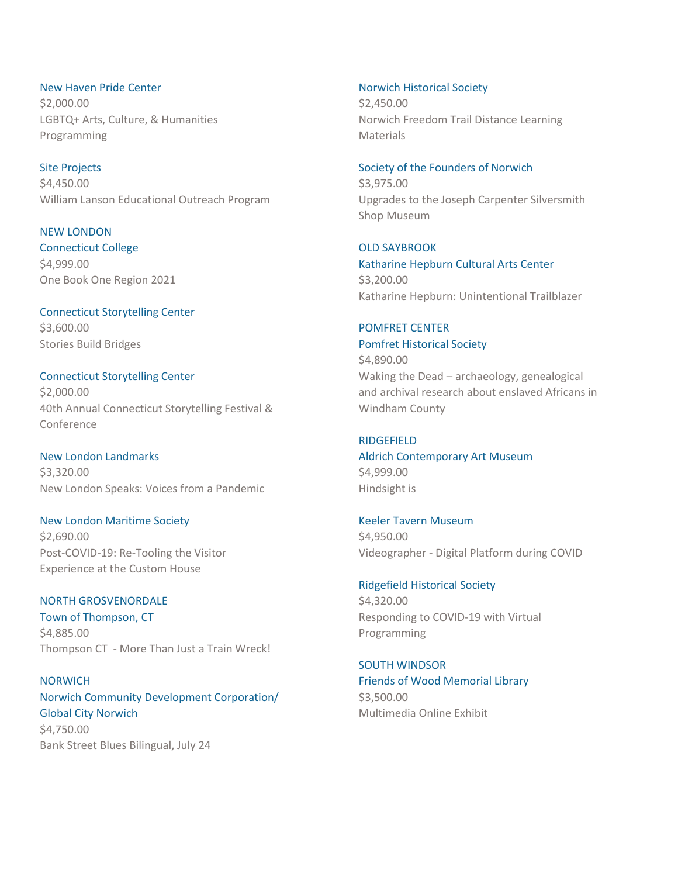New Haven Pride Center
$2,000.00
LGBTQ+ Arts, Culture, & Humanities Programming

Site Projects
$4,450.00
William Lanson Educational Outreach Program

NEW LONDON

Connecticut College
$4,999.00
One Book One Region 2021

Connecticut Storytelling Center
$3,600.00
Stories Build Bridges

Connecticut Storytelling Center
$2,000.00
40th Annual Connecticut Storytelling Festival & Conference

New London Landmarks
$3,320.00
New London Speaks: Voices from a Pandemic

New London Maritime Society
$2,690.00
Post-COVID-19: Re-Tooling the Visitor Experience at the Custom House

NORTH GROSVENORDALE

Town of Thompson, CT
$4,885.00
Thompson CT - More Than Just a Train Wreck!

NORWICH

Norwich Community Development Corporation/ Global City Norwich
$4,750.00
Bank Street Blues Bilingual, July 24

Norwich Historical Society
$2,450.00
Norwich Freedom Trail Distance Learning Materials

Society of the Founders of Norwich
$3,975.00
Upgrades to the Joseph Carpenter Silversmith Shop Museum

OLD SAYBROOK

Katharine Hepburn Cultural Arts Center
$3,200.00
Katharine Hepburn: Unintentional Trailblazer

POMFRET CENTER

Pomfret Historical Society
$4,890.00
Waking the Dead – archaeology, genealogical and archival research about enslaved Africans in Windham County

RIDGEFIELD

Aldrich Contemporary Art Museum
$4,999.00
Hindsight is

Keeler Tavern Museum
$4,950.00
Videographer - Digital Platform during COVID

Ridgefield Historical Society
$4,320.00
Responding to COVID-19 with Virtual Programming

SOUTH WINDSOR

Friends of Wood Memorial Library
$3,500.00
Multimedia Online Exhibit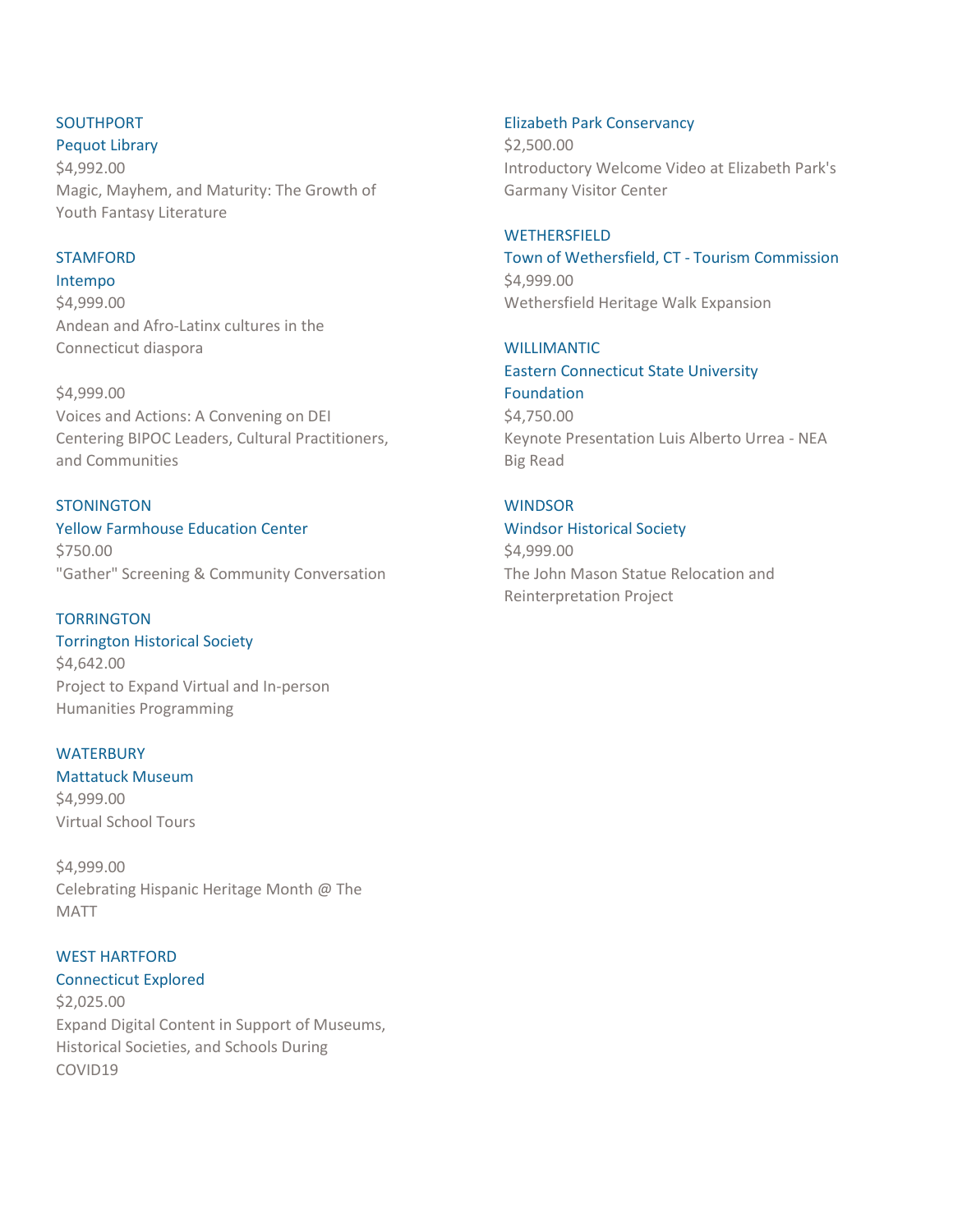SOUTHPORT

Pequot Library

$4,992.00

Magic, Mayhem, and Maturity: The Growth of Youth Fantasy Literature

STAMFORD

Intempo

$4,999.00

Andean and Afro-Latinx cultures in the Connecticut diaspora

$4,999.00

Voices and Actions: A Convening on DEI Centering BIPOC Leaders, Cultural Practitioners, and Communities

STONINGTON

Yellow Farmhouse Education Center

$750.00

"Gather" Screening & Community Conversation

TORRINGTON

Torrington Historical Society

$4,642.00

Project to Expand Virtual and In-person Humanities Programming

WATERBURY

Mattatuck Museum

$4,999.00

Virtual School Tours

$4,999.00

Celebrating Hispanic Heritage Month @ The MATT

WEST HARTFORD

Connecticut Explored

$2,025.00

Expand Digital Content in Support of Museums, Historical Societies, and Schools During COVID19

Elizabeth Park Conservancy

$2,500.00

Introductory Welcome Video at Elizabeth Park's Garmany Visitor Center

WETHERSFIELD

Town of Wethersfield, CT - Tourism Commission

$4,999.00

Wethersfield Heritage Walk Expansion

WILLIMANTIC

Eastern Connecticut State University Foundation

$4,750.00

Keynote Presentation Luis Alberto Urrea - NEA Big Read

WINDSOR

Windsor Historical Society

$4,999.00

The John Mason Statue Relocation and Reinterpretation Project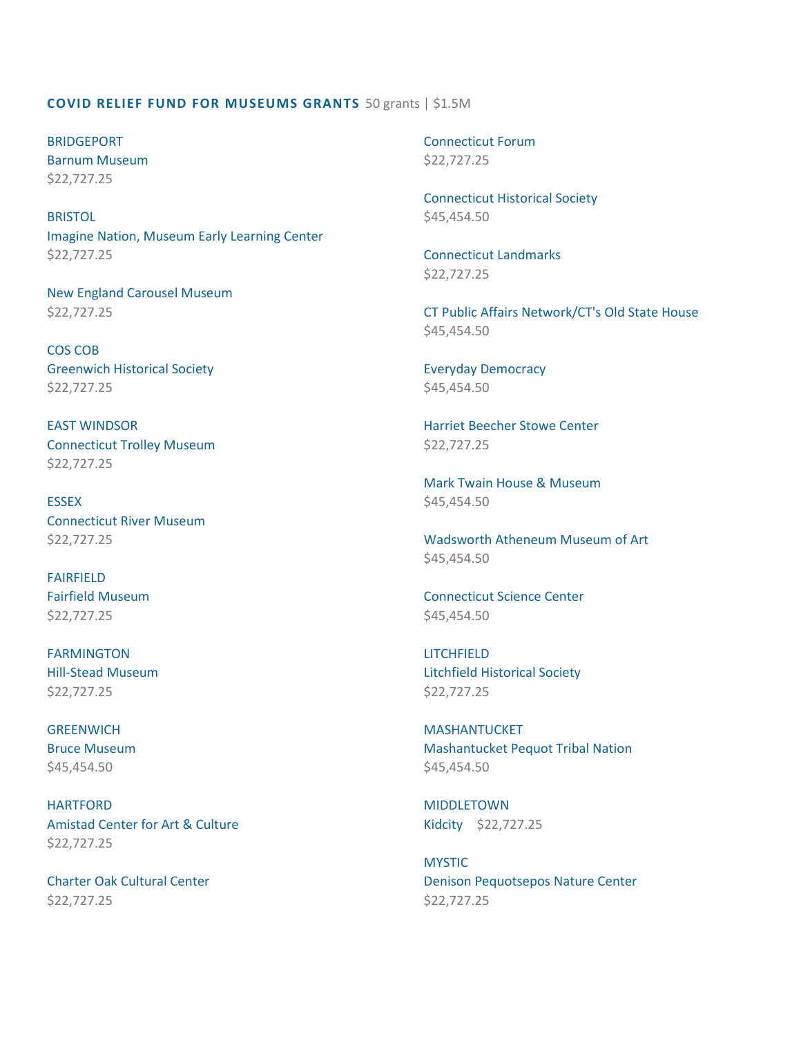**COVID RELIEF FUND FOR MUSEUMS GRANTS** 50 grants | $1.5M

BRIDGEPORT
Barnum Museum
$22,727.25

BRISTOL
Imagine Nation, Museum Early Learning Center
$22,727.25

New England Carousel Museum
$22,727.25

COS COB
Greenwich Historical Society
$22,727.25

EAST WINDSOR
Connecticut Trolley Museum
$22,727.25

ESSEX
Connecticut River Museum
$22,727.25

FAIRFIELD
Fairfield Museum
$22,727.25

FARMINGTON
Hill-Stead Museum
$22,727.25

GREENWICH
Bruce Museum
$45,454.50

HARTFORD
Amistad Center for Art & Culture
$22,727.25

Charter Oak Cultural Center
$22,727.25

Connecticut Forum
$22,727.25

Connecticut Historical Society
$45,454.50

Connecticut Landmarks
$22,727.25

CT Public Affairs Network/CT's Old State House
$45,454.50

Everyday Democracy
$45,454.50

Harriet Beecher Stowe Center
$22,727.25

Mark Twain House & Museum
$45,454.50

Wadsworth Atheneum Museum of Art
$45,454.50

Connecticut Science Center
$45,454.50

LITCHFIELD
Litchfield Historical Society
$22,727.25

MASHANTUCKET
Mashantucket Pequot Tribal Nation
$45,454.50

MIDDLETOWN
Kidcity $22,727.25

MYSTIC
Denison Pequotsepos Nature Center
$22,727.25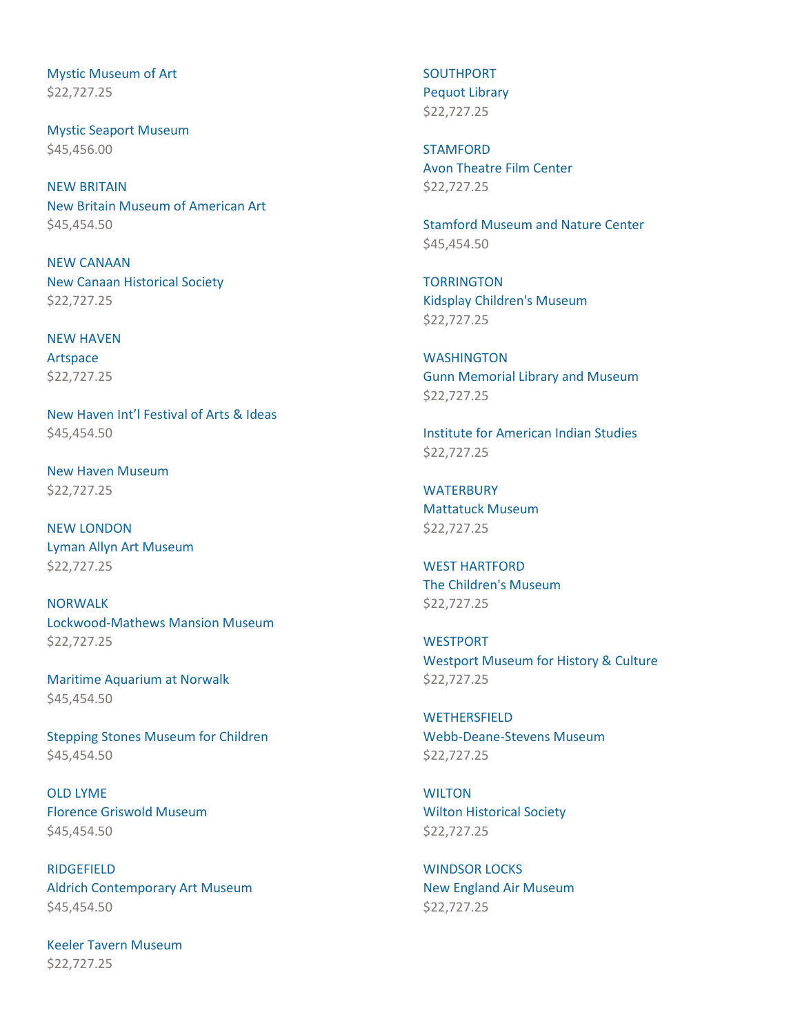Mystic Museum of Art
$22,727.25

Mystic Seaport Museum
$45,456.00

NEW BRITAIN
New Britain Museum of American Art
$45,454.50

NEW CANAAN
New Canaan Historical Society
$22,727.25

NEW HAVEN
Artspace
$22,727.25

New Haven Int'l Festival of Arts & Ideas
$45,454.50

New Haven Museum
$22,727.25

NEW LONDON
Lyman Allyn Art Museum
$22,727.25

NORWALK
Lockwood-Mathews Mansion Museum
$22,727.25

Maritime Aquarium at Norwalk
$45,454.50

Stepping Stones Museum for Children
$45,454.50

OLD LYME
Florence Griswold Museum
$45,454.50

RIDGEFIELD
Aldrich Contemporary Art Museum
$45,454.50

Keeler Tavern Museum
$22,727.25

SOUTHPORT
Pequot Library
$22,727.25

STAMFORD
Avon Theatre Film Center
$22,727.25

Stamford Museum and Nature Center
$45,454.50

TORRINGTON
Kidsplay Children's Museum
$22,727.25

WASHINGTON
Gunn Memorial Library and Museum
$22,727.25

Institute for American Indian Studies
$22,727.25

WATERBURY
Mattatuck Museum
$22,727.25

WEST HARTFORD
The Children's Museum
$22,727.25

WESTPORT
Westport Museum for History & Culture
$22,727.25

WETHERSFIELD
Webb-Deane-Stevens Museum
$22,727.25

WILTON
Wilton Historical Society
$22,727.25

WINDSOR LOCKS
New England Air Museum
$22,727.25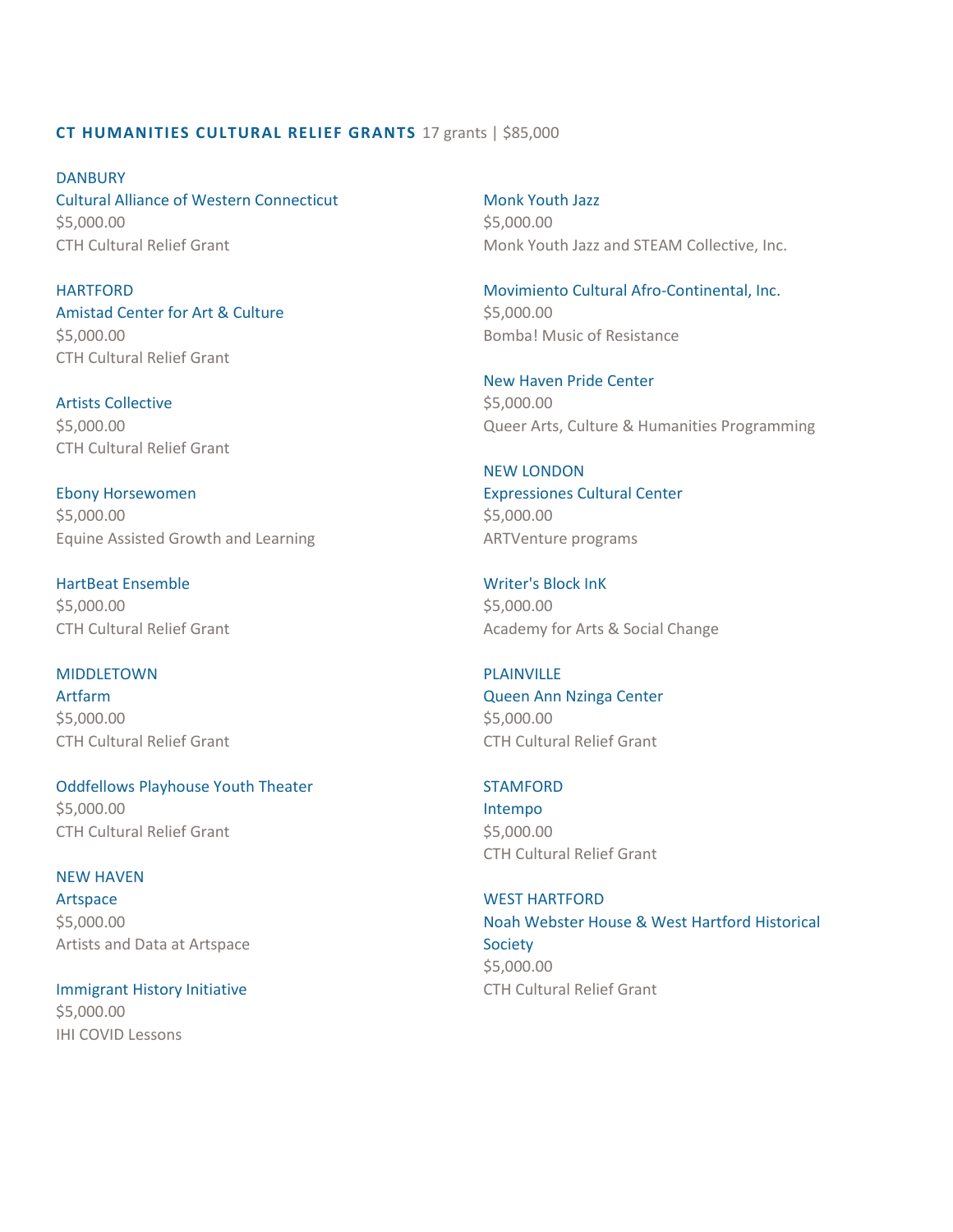**CT HUMANITIES CULTURAL RELIEF GRANTS** 17 grants | $85,000

DANBURY

Cultural Alliance of Western Connecticut
$5,000.00
CTH Cultural Relief Grant

HARTFORD

Amistad Center for Art & Culture
$5,000.00
CTH Cultural Relief Grant

Artists Collective
$5,000.00
CTH Cultural Relief Grant

Ebony Horsewomen
$5,000.00
Equine Assisted Growth and Learning

HartBeat Ensemble
$5,000.00
CTH Cultural Relief Grant

MIDDLETOWN

Artfarm
$5,000.00
CTH Cultural Relief Grant

Oddfellows Playhouse Youth Theater
$5,000.00
CTH Cultural Relief Grant

NEW HAVEN

Artspace
$5,000.00
Artists and Data at Artspace

Immigrant History Initiative
$5,000.00
IHI COVID Lessons

Monk Youth Jazz
$5,000.00
Monk Youth Jazz and STEAM Collective, Inc.

Movimiento Cultural Afro-Continental, Inc.
$5,000.00
Bomba! Music of Resistance

New Haven Pride Center
$5,000.00
Queer Arts, Culture & Humanities Programming

NEW LONDON

Expressiones Cultural Center
$5,000.00
ARTVenture programs

Writer's Block InK
$5,000.00
Academy for Arts & Social Change

PLAINVILLE

Queen Ann Nzinga Center
$5,000.00
CTH Cultural Relief Grant

STAMFORD

Intempo
$5,000.00
CTH Cultural Relief Grant

WEST HARTFORD

Noah Webster House & West Hartford Historical Society
$5,000.00
CTH Cultural Relief Grant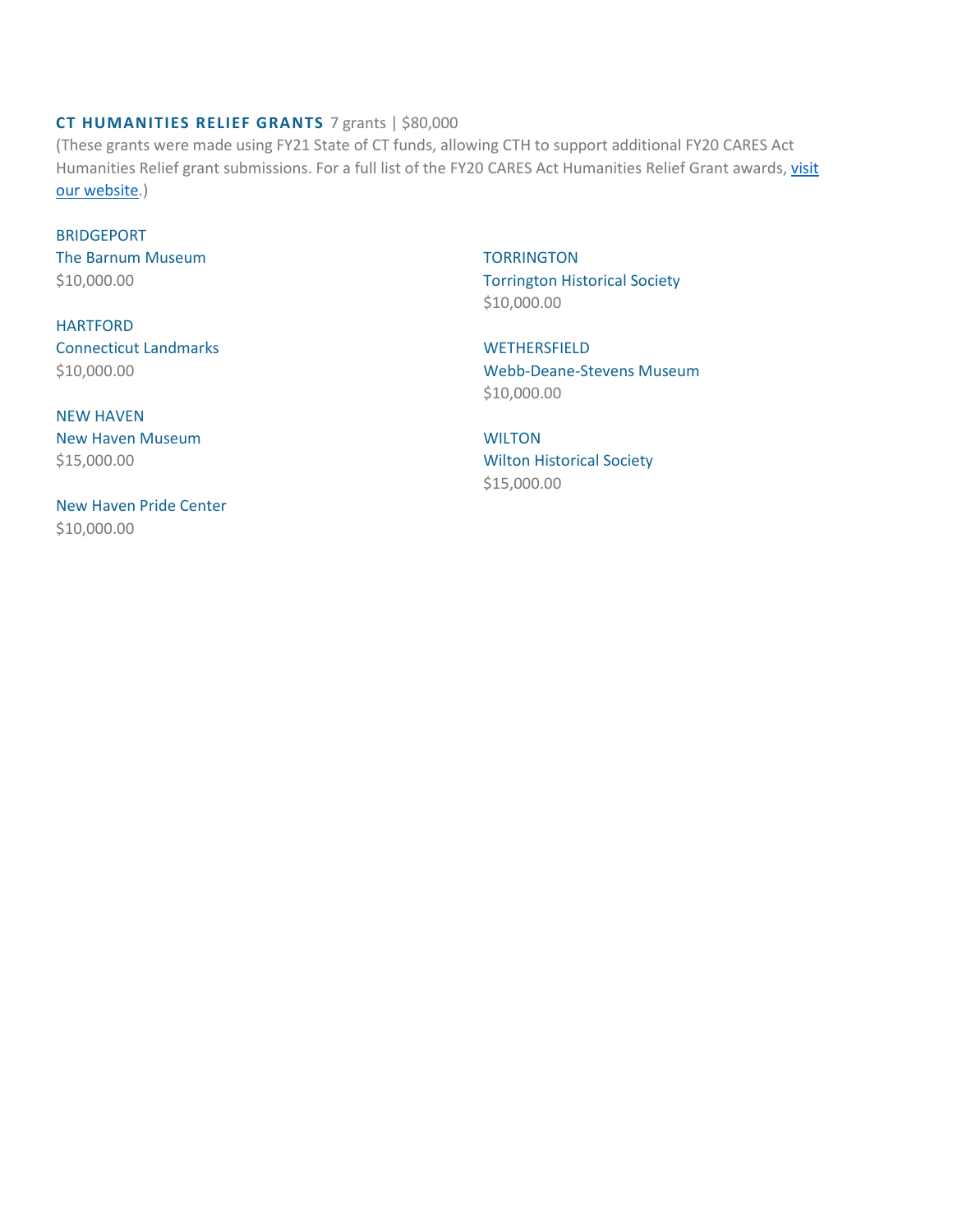**CT HUMANITIES RELIEF GRANTS** 7 grants | $80,000

(These grants were made using FY21 State of CT funds, allowing CTH to support additional FY20 CARES Act Humanities Relief grant submissions. For a full list of the FY20 CARES Act Humanities Relief Grant awards, visit our website.)

BRIDGEPORT
The Barnum Museum
$10,000.00

HARTFORD
Connecticut Landmarks
$10,000.00

NEW HAVEN
New Haven Museum
$15,000.00

New Haven Pride Center
$10,000.00

TORRINGTON
Torrington Historical Society
$10,000.00

WETHERSFIELD
Webb-Deane-Stevens Museum
$10,000.00

WILTON
Wilton Historical Society
$15,000.00